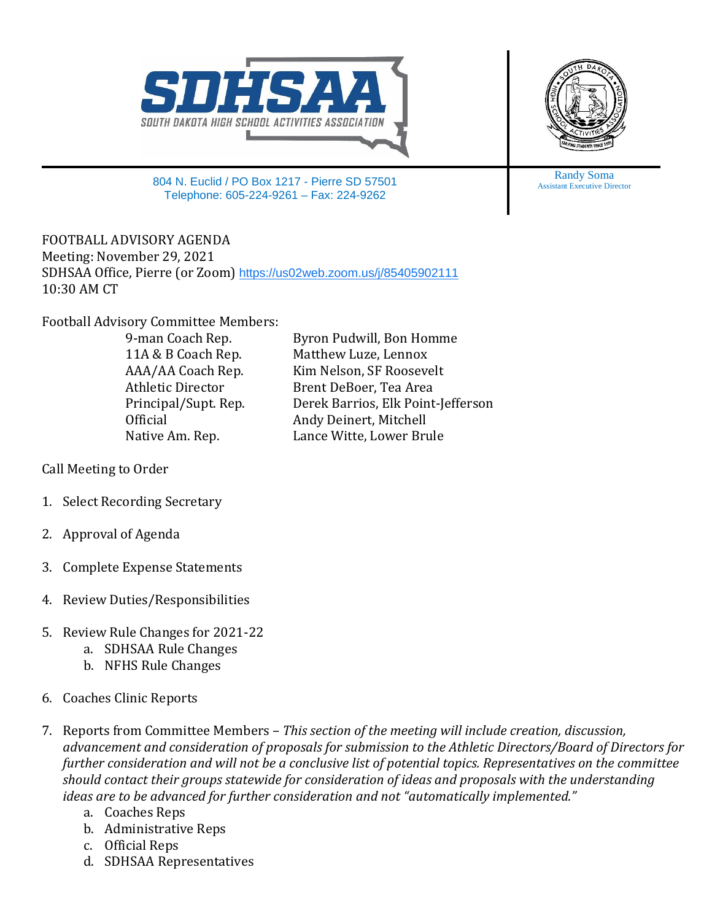SDHSAA

SOUTH DAKOTA HIGH SCHOOL ACTIVITIES ASSOCIATION

804 N. Euclid / PO Box 1217 - Pierre SD 57501
Telephone: 605-224-9261 – Fax: 224-9262

Randy Soma
Assistant Executive Director

FOOTBALL ADVISORY AGENDA
Meeting: November 29, 2021
SDHSAA Office, Pierre (or Zoom) https://us02web.zoom.us/j/85405902111
10:30 AM CT

Football Advisory Committee Members:

| | |
|---|---|
| 9-man Coach Rep. | Byron Pudwill, Bon Homme |
| 11A & B Coach Rep. | Matthew Luze, Lennox |
| AAA/AA Coach Rep. | Kim Nelson, SF Roosevelt |
| Athletic Director | Brent DeBoer, Tea Area |
| Principal/Supt. Rep. | Derek Barrios, Elk Point-Jefferson |
| Official | Andy Deinert, Mitchell |
| Native Am. Rep. | Lance Witte, Lower Brule |

Call Meeting to Order

1. Select Recording Secretary

2. Approval of Agenda

3. Complete Expense Statements

4. Review Duties/Responsibilities

5. Review Rule Changes for 2021-22
    a. SDHSAA Rule Changes
    b. NFHS Rule Changes

6. Coaches Clinic Reports

7. Reports from Committee Members – *This section of the meeting will include creation, discussion, advancement and consideration of proposals for submission to the Athletic Directors/Board of Directors for further consideration and will not be a conclusive list of potential topics. Representatives on the committee should contact their groups statewide for consideration of ideas and proposals with the understanding ideas are to be advanced for further consideration and not "automatically implemented."*
    a. Coaches Reps
    b. Administrative Reps
    c. Official Reps
    d. SDHSAA Representatives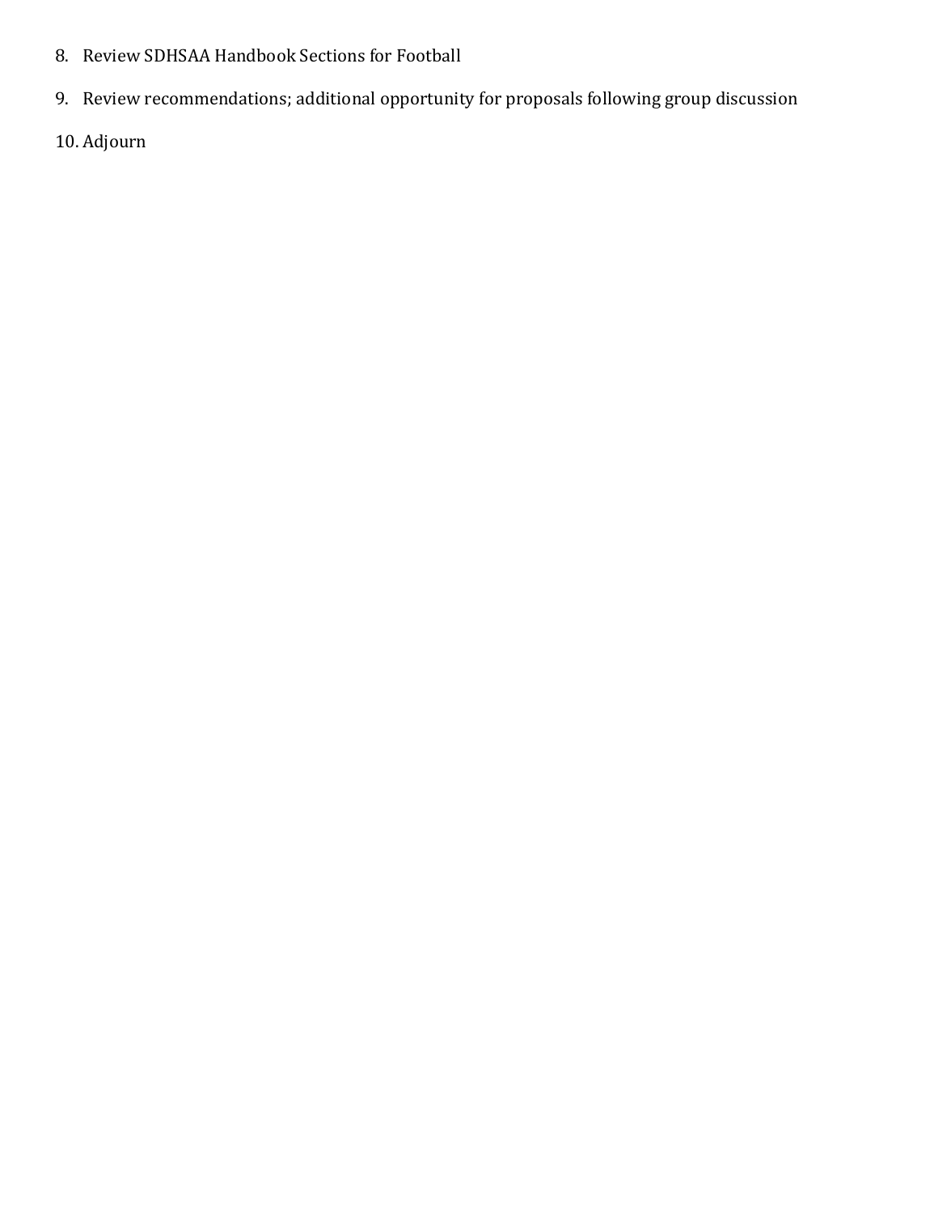8. Review SDHSAA Handbook Sections for Football
9. Review recommendations; additional opportunity for proposals following group discussion
10. Adjourn